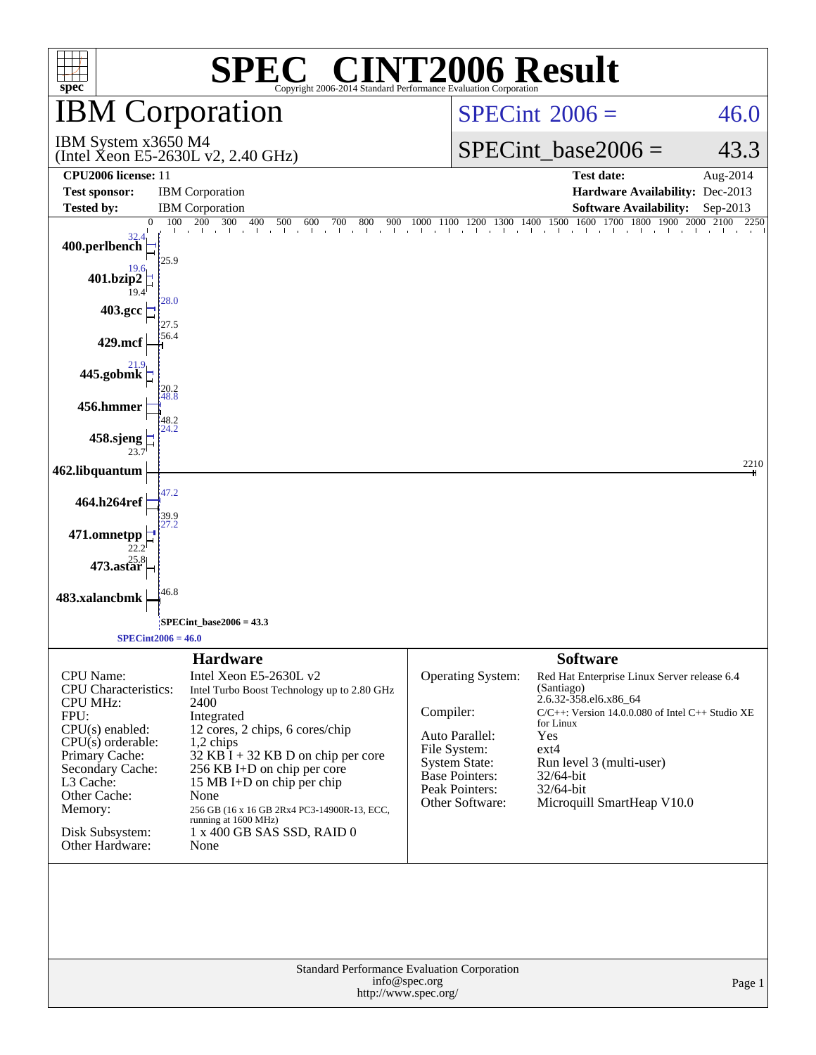# SPEC CINT2006 Result

Copyright 2006-2014 Standard Performance Evaluation Corporation

## IBM Corporation

IBM System x3650 M4
(Intel Xeon E5-2630L v2, 2.40 GHz)

**SPECint 2006 = 46.0**

**SPECint_base2006 = 43.3**

| | | | |
|---|---|---|---|
| **CPU2006 license:** 11 | | **Test date:** | Aug-2014 |
| **Test sponsor:** | IBM Corporation | **Hardware Availability:** | Dec-2013 |
| **Tested by:** | IBM Corporation | **Software Availability:** | Sep-2013 |

| Benchmark | Peak | Base |
|---|---|---|
| 400.perlbench | 32.4 | 25.9 |
| 401.bzip2 | 19.6 | 19.4 |
| 403.gcc | 28.0 | 27.5 |
| 429.mcf | 56.4 | |
| 445.gobmk | 21.9 | 20.2 |
| 456.hmmer | 48.8 | 48.2 |
| 458.sjeng | 24.2 | 23.7 |
| 462.libquantum | 2210 | |
| 464.h264ref | 47.2 | 39.9 |
| 471.omnetpp | 27.2 | 22.2 |
| 473.astar | 25.8 | |
| 483.xalancbmk | 46.8 | |

SPECint_base2006 = 43.3

SPECint2006 = 46.0

### Hardware

| | |
|---|---|
| CPU Name: | Intel Xeon E5-2630L v2 |
| CPU Characteristics: | Intel Turbo Boost Technology up to 2.80 GHz |
| CPU MHz: | 2400 |
| FPU: | Integrated |
| CPU(s) enabled: | 12 cores, 2 chips, 6 cores/chip |
| CPU(s) orderable: | 1,2 chips |
| Primary Cache: | 32 KB I + 32 KB D on chip per core |
| Secondary Cache: | 256 KB I+D on chip per core |
| L3 Cache: | 15 MB I+D on chip per chip |
| Other Cache: | None |
| Memory: | 256 GB (16 x 16 GB 2Rx4 PC3-14900R-13, ECC, running at 1600 MHz) |
| Disk Subsystem: | 1 x 400 GB SAS SSD, RAID 0 |
| Other Hardware: | None |

### Software

| | |
|---|---|
| Operating System: | Red Hat Enterprise Linux Server release 6.4 (Santiago) 2.6.32-358.el6.x86_64 |
| Compiler: | C/C++: Version 14.0.0.080 of Intel C++ Studio XE for Linux |
| Auto Parallel: | Yes |
| File System: | ext4 |
| System State: | Run level 3 (multi-user) |
| Base Pointers: | 32/64-bit |
| Peak Pointers: | 32/64-bit |
| Other Software: | Microquill SmartHeap V10.0 |

Standard Performance Evaluation Corporation
info@spec.org
http://www.spec.org/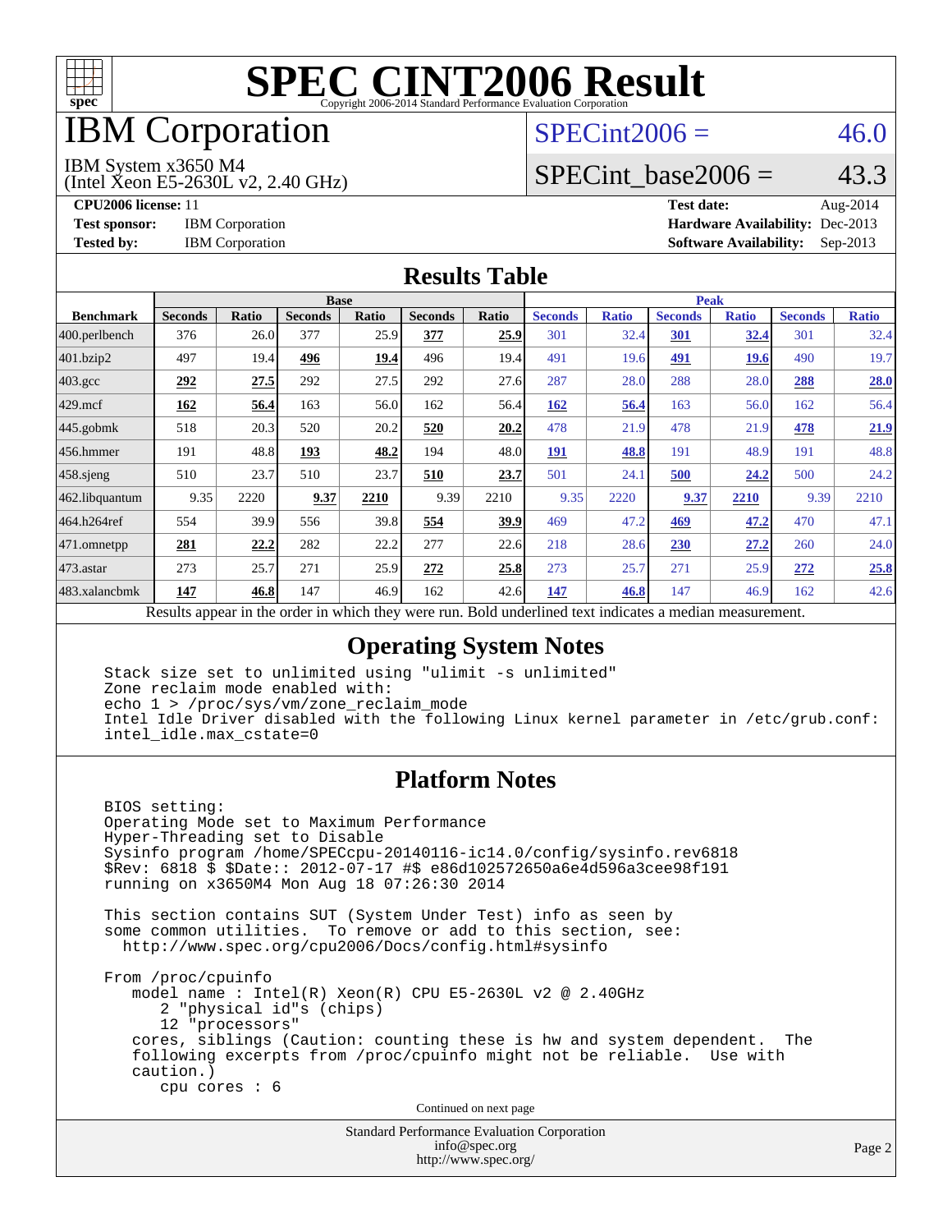# SPEC CINT2006 Result

Copyright 2006-2014 Standard Performance Evaluation Corporation

# IBM Corporation

IBM System x3650 M4
(Intel Xeon E5-2630L v2, 2.40 GHz)

SPECint2006 = 46.0

SPECint_base2006 = 43.3

**CPU2006 license:** 11
**Test sponsor:** IBM Corporation
**Tested by:** IBM Corporation

**Test date:** Aug-2014
**Hardware Availability:** Dec-2013
**Software Availability:** Sep-2013

## Results Table

| Benchmark | Base | | | | | | Peak | | | | | |
|---|---|---|---|---|---|---|---|---|---|---|---|---|
| | Seconds | Ratio | Seconds | Ratio | Seconds | Ratio | Seconds | Ratio | Seconds | Ratio | Seconds | Ratio |
| 400.perlbench | 376 | 26.0 | 377 | 25.9 | **377** | **25.9** | 301 | 32.4 | **301** | **32.4** | 301 | 32.4 |
| 401.bzip2 | 497 | 19.4 | **496** | **19.4** | 496 | 19.4 | 491 | 19.6 | **491** | **19.6** | 490 | 19.7 |
| 403.gcc | **292** | **27.5** | 292 | 27.5 | 292 | 27.6 | 287 | 28.0 | 288 | 28.0 | **288** | **28.0** |
| 429.mcf | **162** | **56.4** | 163 | 56.0 | 162 | 56.4 | **162** | **56.4** | 163 | 56.0 | 162 | 56.4 |
| 445.gobmk | 518 | 20.3 | 520 | 20.2 | **520** | **20.2** | 478 | 21.9 | 478 | 21.9 | **478** | **21.9** |
| 456.hmmer | 191 | 48.8 | **193** | **48.2** | 194 | 48.0 | **191** | **48.8** | 191 | 48.9 | 191 | 48.8 |
| 458.sjeng | 510 | 23.7 | 510 | 23.7 | **510** | **23.7** | 501 | 24.1 | **500** | **24.2** | 500 | 24.2 |
| 462.libquantum | 9.35 | 2220 | **9.37** | **2210** | 9.39 | 2210 | 9.35 | 2220 | **9.37** | **2210** | 9.39 | 2210 |
| 464.h264ref | 554 | 39.9 | 556 | 39.8 | **554** | **39.9** | 469 | 47.2 | **469** | **47.2** | 470 | 47.1 |
| 471.omnetpp | **281** | **22.2** | 282 | 22.2 | 277 | 22.6 | 218 | 28.6 | **230** | **27.2** | 260 | 24.0 |
| 473.astar | 273 | 25.7 | 271 | 25.9 | **272** | **25.8** | 273 | 25.7 | 271 | 25.9 | **272** | **25.8** |
| 483.xalancbmk | **147** | **46.8** | 147 | 46.9 | 162 | 42.6 | **147** | **46.8** | 147 | 46.9 | 162 | 42.6 |

Results appear in the order in which they were run. Bold underlined text indicates a median measurement.

## Operating System Notes

```
Stack size set to unlimited using "ulimit -s unlimited"
Zone reclaim mode enabled with:
echo 1 > /proc/sys/vm/zone_reclaim_mode
Intel Idle Driver disabled with the following Linux kernel parameter in /etc/grub.conf:
intel_idle.max_cstate=0
```

## Platform Notes

```
BIOS setting:
Operating Mode set to Maximum Performance
Hyper-Threading set to Disable
Sysinfo program /home/SPECcpu-20140116-ic14.0/config/sysinfo.rev6818
$Rev: 6818 $ $Date:: 2012-07-17 #$ e86d102572650a6e4d596a3cee98f191
running on x3650M4 Mon Aug 18 07:26:30 2014

This section contains SUT (System Under Test) info as seen by
some common utilities.  To remove or add to this section, see:
  http://www.spec.org/cpu2006/Docs/config.html#sysinfo

From /proc/cpuinfo
   model name : Intel(R) Xeon(R) CPU E5-2630L v2 @ 2.40GHz
      2 "physical id"s (chips)
      12 "processors"
   cores, siblings (Caution: counting these is hw and system dependent.  The
   following excerpts from /proc/cpuinfo might not be reliable.  Use with
   caution.)
      cpu cores : 6
```

Continued on next page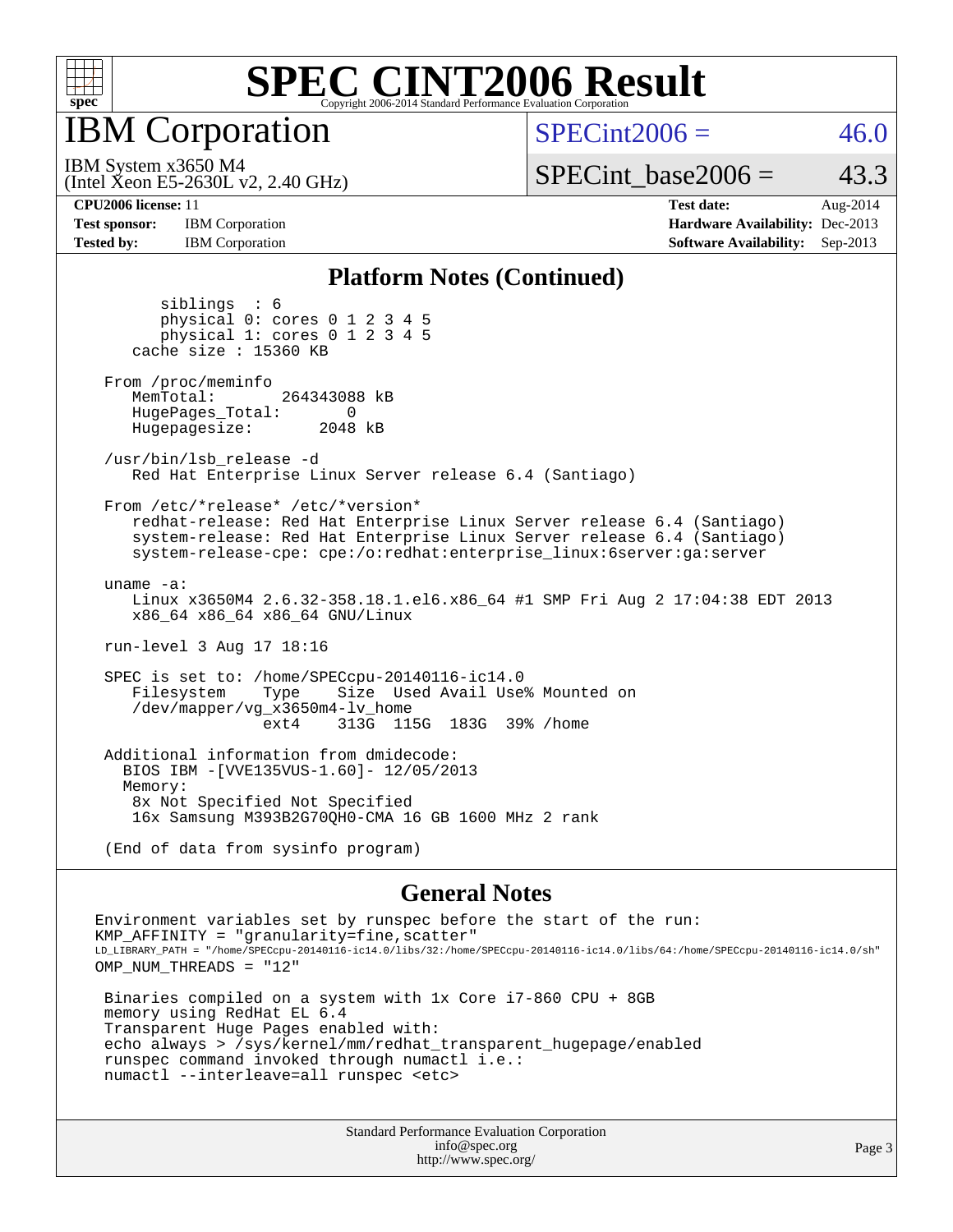# SPEC CINT2006 Result

Copyright 2006-2014 Standard Performance Evaluation Corporation

## IBM Corporation

IBM System x3650 M4
(Intel Xeon E5-2630L v2, 2.40 GHz)

SPECint2006 = 46.0

SPECint_base2006 = 43.3

| | | | |
|---|---|---|---|
| **CPU2006 license:** 11 | | **Test date:** | Aug-2014 |
| **Test sponsor:** | IBM Corporation | **Hardware Availability:** | Dec-2013 |
| **Tested by:** | IBM Corporation | **Software Availability:** | Sep-2013 |

### Platform Notes (Continued)

```
        siblings  : 6
        physical 0: cores 0 1 2 3 4 5
        physical 1: cores 0 1 2 3 4 5
     cache size : 15360 KB

  From /proc/meminfo
     MemTotal:       264343088 kB
     HugePages_Total:       0
     Hugepagesize:       2048 kB

  /usr/bin/lsb_release -d
     Red Hat Enterprise Linux Server release 6.4 (Santiago)

  From /etc/*release* /etc/*version*
     redhat-release: Red Hat Enterprise Linux Server release 6.4 (Santiago)
     system-release: Red Hat Enterprise Linux Server release 6.4 (Santiago)
     system-release-cpe: cpe:/o:redhat:enterprise_linux:6server:ga:server

  uname -a:
     Linux x3650M4 2.6.32-358.18.1.el6.x86_64 #1 SMP Fri Aug 2 17:04:38 EDT 2013
     x86_64 x86_64 x86_64 GNU/Linux

  run-level 3 Aug 17 18:16

  SPEC is set to: /home/SPECcpu-20140116-ic14.0
     Filesystem     Type   Size  Used Avail Use% Mounted on
     /dev/mapper/vg_x3650m4-lv_home
                    ext4   313G  115G  183G  39% /home

  Additional information from dmidecode:
    BIOS IBM -[VVE135VUS-1.60]- 12/05/2013
    Memory:
     8x Not Specified Not Specified
     16x Samsung M393B2G70QH0-CMA 16 GB 1600 MHz 2 rank

  (End of data from sysinfo program)
```

### General Notes

```
Environment variables set by runspec before the start of the run:
KMP_AFFINITY = "granularity=fine,scatter"
LD_LIBRARY_PATH = "/home/SPECcpu-20140116-ic14.0/libs/32:/home/SPECcpu-20140116-ic14.0/libs/64:/home/SPECcpu-20140116-ic14.0/sh"
OMP_NUM_THREADS = "12"

 Binaries compiled on a system with 1x Core i7-860 CPU + 8GB
 memory using RedHat EL 6.4
 Transparent Huge Pages enabled with:
 echo always > /sys/kernel/mm/redhat_transparent_hugepage/enabled
 runspec command invoked through numactl i.e.:
 numactl --interleave=all runspec <etc>
```

Standard Performance Evaluation Corporation
info@spec.org
http://www.spec.org/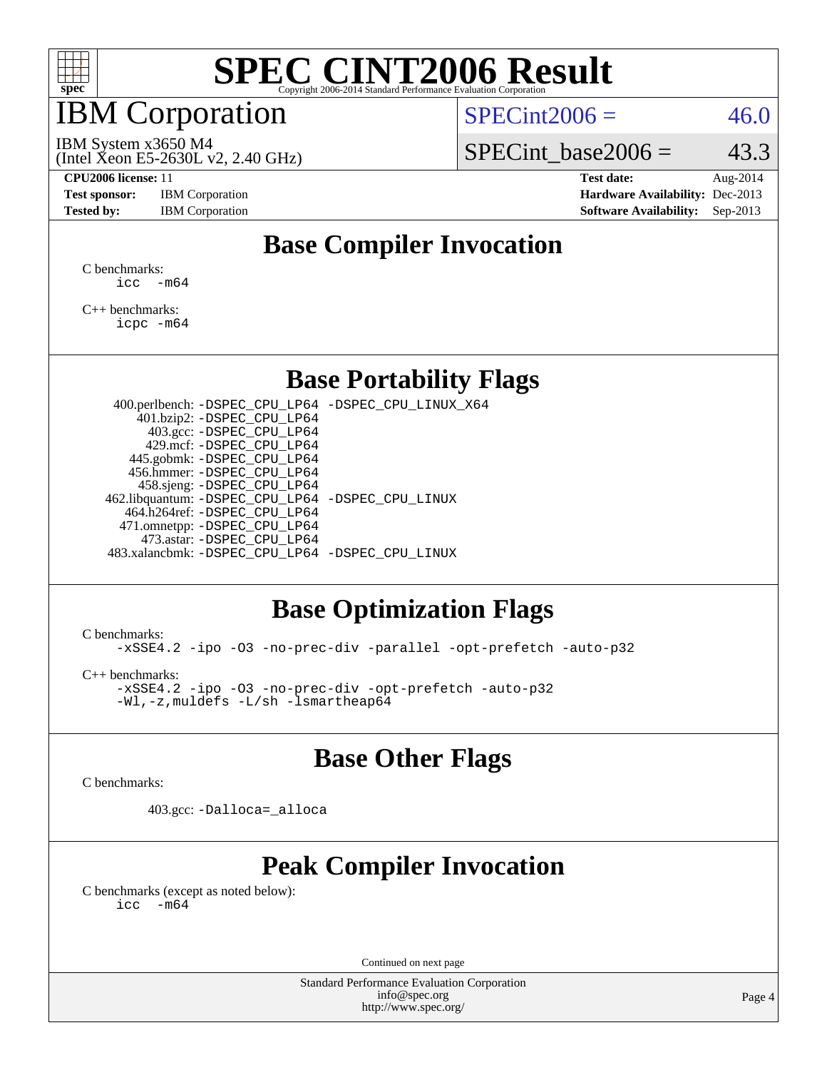# SPEC CINT2006 Result

Copyright 2006-2014 Standard Performance Evaluation Corporation

## IBM Corporation

IBM System x3650 M4
(Intel Xeon E5-2630L v2, 2.40 GHz)

SPECint2006 = 46.0

SPECint_base2006 = 43.3

**CPU2006 license:** 11
**Test sponsor:** IBM Corporation
**Tested by:** IBM Corporation

**Test date:** Aug-2014
**Hardware Availability:** Dec-2013
**Software Availability:** Sep-2013

## Base Compiler Invocation

C benchmarks:
```
icc  -m64
```

C++ benchmarks:
```
icpc -m64
```

## Base Portability Flags

```
400.perlbench: -DSPEC_CPU_LP64 -DSPEC_CPU_LINUX_X64
    401.bzip2: -DSPEC_CPU_LP64
      403.gcc: -DSPEC_CPU_LP64
      429.mcf: -DSPEC_CPU_LP64
    445.gobmk: -DSPEC_CPU_LP64
    456.hmmer: -DSPEC_CPU_LP64
    458.sjeng: -DSPEC_CPU_LP64
462.libquantum: -DSPEC_CPU_LP64 -DSPEC_CPU_LINUX
  464.h264ref: -DSPEC_CPU_LP64
  471.omnetpp: -DSPEC_CPU_LP64
    473.astar: -DSPEC_CPU_LP64
483.xalancbmk: -DSPEC_CPU_LP64 -DSPEC_CPU_LINUX
```

## Base Optimization Flags

C benchmarks:
```
-xSSE4.2 -ipo -O3 -no-prec-div -parallel -opt-prefetch -auto-p32
```

C++ benchmarks:
```
-xSSE4.2 -ipo -O3 -no-prec-div -opt-prefetch -auto-p32
-Wl,-z,muldefs -L/sh -lsmartheap64
```

## Base Other Flags

C benchmarks:

```
403.gcc: -Dalloca=_alloca
```

## Peak Compiler Invocation

C benchmarks (except as noted below):
```
icc  -m64
```

Continued on next page

Standard Performance Evaluation Corporation
info@spec.org
http://www.spec.org/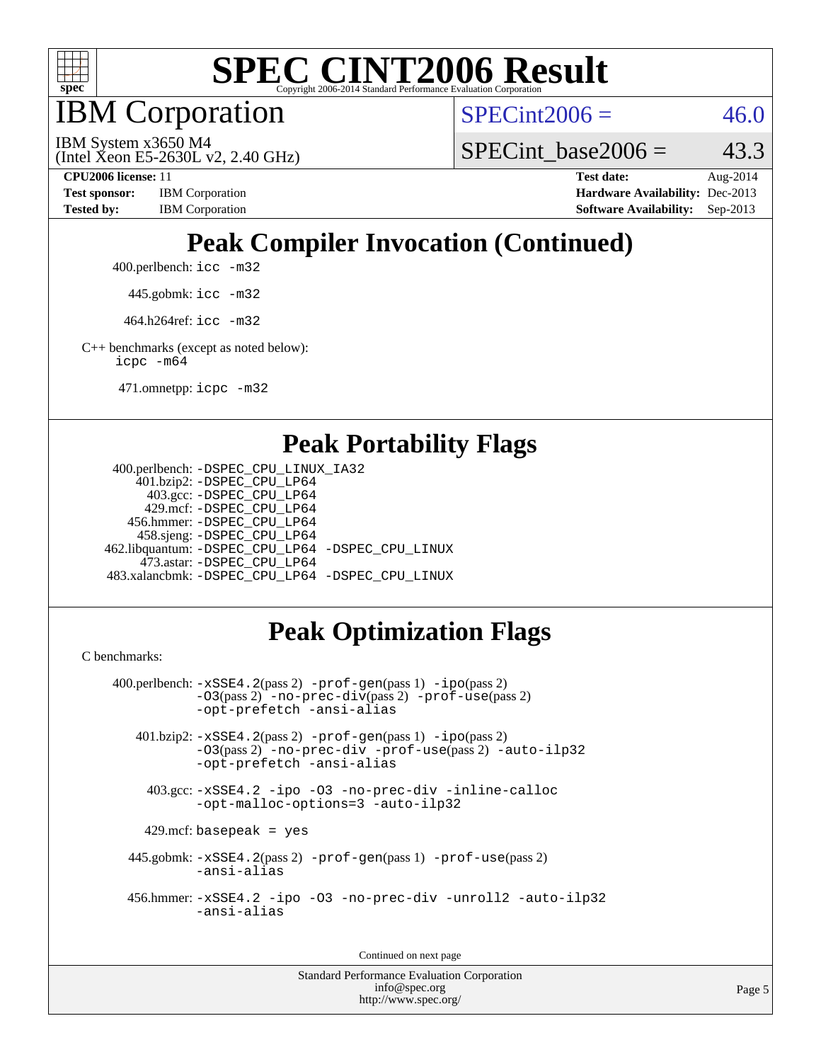# SPEC CINT2006 Result

Copyright 2006-2014 Standard Performance Evaluation Corporation

## IBM Corporation

IBM System x3650 M4
(Intel Xeon E5-2630L v2, 2.40 GHz)

SPECint2006 = 46.0

SPECint_base2006 = 43.3

| | | | |
|---|---|---|---|
| **CPU2006 license:** 11 | | **Test date:** | Aug-2014 |
| **Test sponsor:** | IBM Corporation | **Hardware Availability:** | Dec-2013 |
| **Tested by:** | IBM Corporation | **Software Availability:** | Sep-2013 |

## Peak Compiler Invocation (Continued)

400.perlbench: `icc -m32`

445.gobmk: `icc -m32`

464.h264ref: `icc -m32`

C++ benchmarks (except as noted below):
`icpc -m64`

471.omnetpp: `icpc -m32`

## Peak Portability Flags

400.perlbench: `-DSPEC_CPU_LINUX_IA32`
401.bzip2: `-DSPEC_CPU_LP64`
403.gcc: `-DSPEC_CPU_LP64`
429.mcf: `-DSPEC_CPU_LP64`
456.hmmer: `-DSPEC_CPU_LP64`
458.sjeng: `-DSPEC_CPU_LP64`
462.libquantum: `-DSPEC_CPU_LP64 -DSPEC_CPU_LINUX`
473.astar: `-DSPEC_CPU_LP64`
483.xalancbmk: `-DSPEC_CPU_LP64 -DSPEC_CPU_LINUX`

## Peak Optimization Flags

C benchmarks:

400.perlbench: `-xSSE4.2`(pass 2) `-prof-gen`(pass 1) `-ipo`(pass 2) `-O3`(pass 2) `-no-prec-div`(pass 2) `-prof-use`(pass 2) `-opt-prefetch -ansi-alias`

401.bzip2: `-xSSE4.2`(pass 2) `-prof-gen`(pass 1) `-ipo`(pass 2) `-O3`(pass 2) `-no-prec-div -prof-use`(pass 2) `-auto-ilp32 -opt-prefetch -ansi-alias`

403.gcc: `-xSSE4.2 -ipo -O3 -no-prec-div -inline-calloc -opt-malloc-options=3 -auto-ilp32`

429.mcf: `basepeak = yes`

445.gobmk: `-xSSE4.2`(pass 2) `-prof-gen`(pass 1) `-prof-use`(pass 2) `-ansi-alias`

456.hmmer: `-xSSE4.2 -ipo -O3 -no-prec-div -unroll2 -auto-ilp32 -ansi-alias`

Continued on next page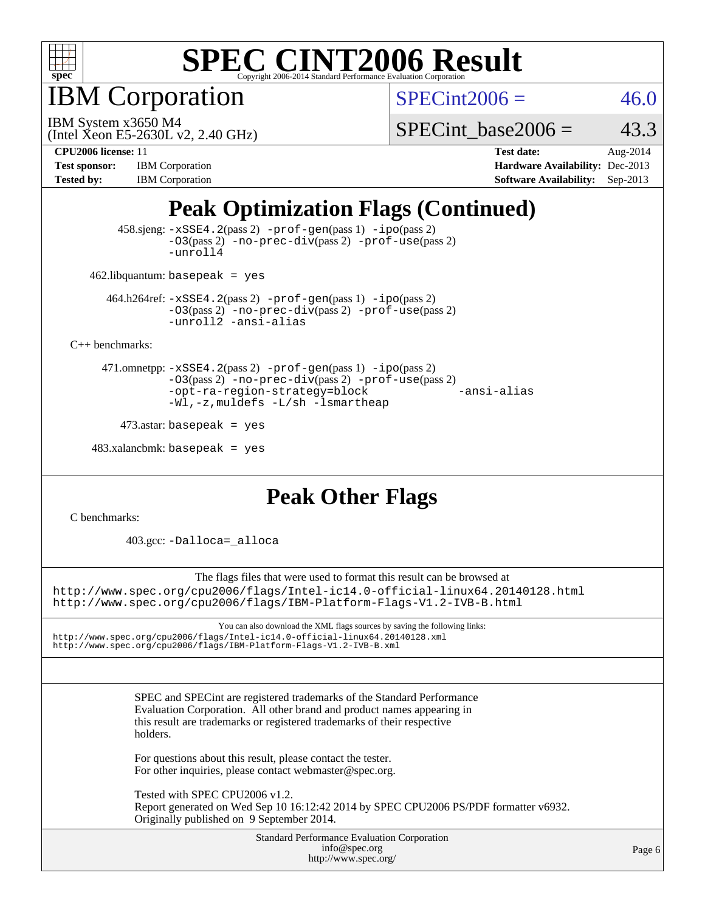# Peak Optimization Flags (Continued)

458.sjeng: -xSSE4.2(pass 2) -prof-gen(pass 1) -ipo(pass 2) -O3(pass 2) -no-prec-div(pass 2) -prof-use(pass 2) -unroll4

462.libquantum: basepeak = yes

464.h264ref: -xSSE4.2(pass 2) -prof-gen(pass 1) -ipo(pass 2) -O3(pass 2) -no-prec-div(pass 2) -prof-use(pass 2) -unroll2 -ansi-alias

C++ benchmarks:

471.omnetpp: -xSSE4.2(pass 2) -prof-gen(pass 1) -ipo(pass 2) -O3(pass 2) -no-prec-div(pass 2) -prof-use(pass 2) -opt-ra-region-strategy=block -ansi-alias -Wl,-z,muldefs -L/sh -lsmartheap

473.astar: basepeak = yes

483.xalancbmk: basepeak = yes

# Peak Other Flags

C benchmarks:

403.gcc: -Dalloca=_alloca

The flags files that were used to format this result can be browsed at
http://www.spec.org/cpu2006/flags/Intel-ic14.0-official-linux64.20140128.html
http://www.spec.org/cpu2006/flags/IBM-Platform-Flags-V1.2-IVB-B.html

You can also download the XML flags sources by saving the following links:
http://www.spec.org/cpu2006/flags/Intel-ic14.0-official-linux64.20140128.xml
http://www.spec.org/cpu2006/flags/IBM-Platform-Flags-V1.2-IVB-B.xml

SPEC and SPECint are registered trademarks of the Standard Performance Evaluation Corporation. All other brand and product names appearing in this result are trademarks or registered trademarks of their respective holders.

For questions about this result, please contact the tester.
For other inquiries, please contact webmaster@spec.org.

Tested with SPEC CPU2006 v1.2.
Report generated on Wed Sep 10 16:12:42 2014 by SPEC CPU2006 PS/PDF formatter v6932.
Originally published on 9 September 2014.